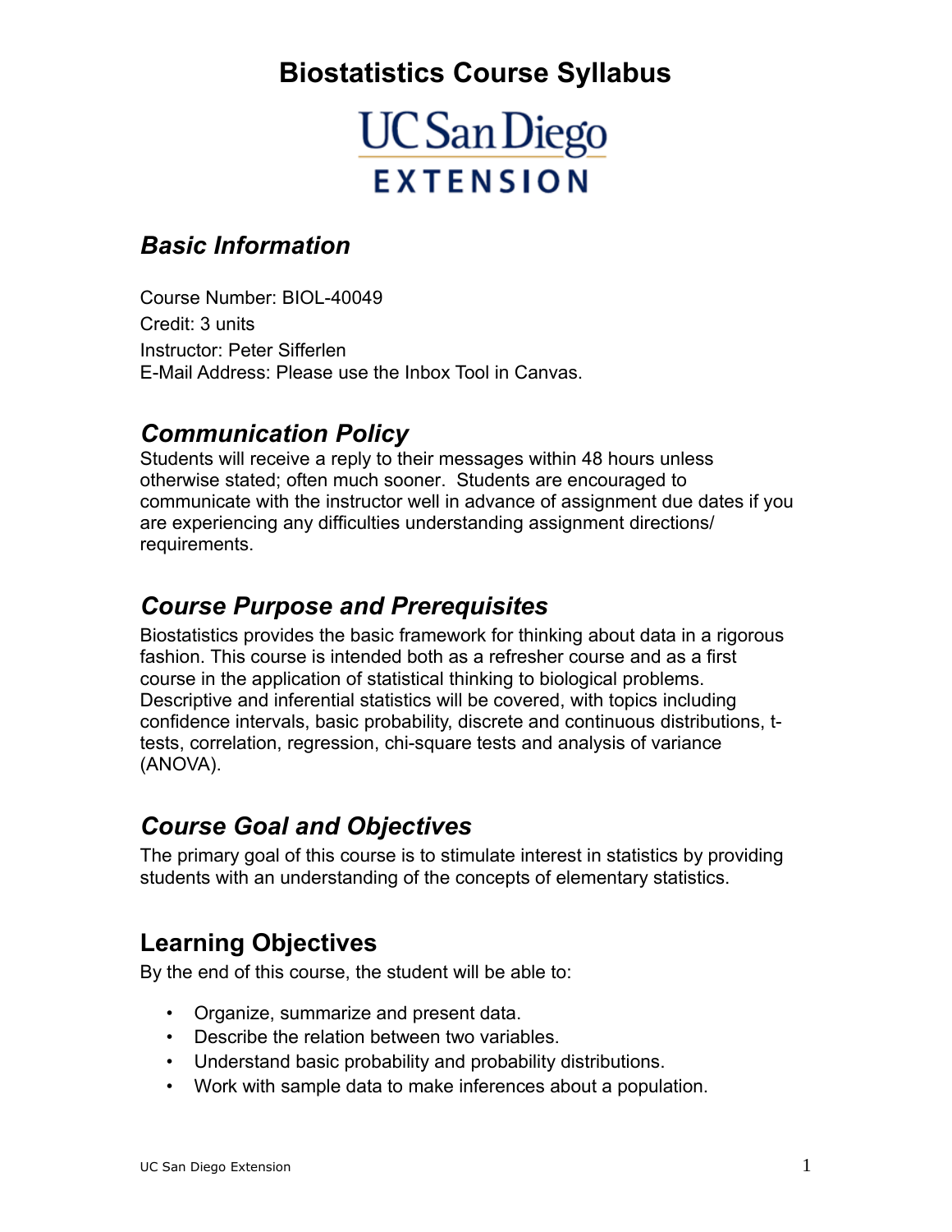# Biostatistics Course Syllabus

UC San Diego
EXTENSION

## *Basic Information*

Course Number: BIOL-40049
Credit: 3 units
Instructor: Peter Sifferlen
E-Mail Address: Please use the Inbox Tool in Canvas.

## *Communication Policy*

Students will receive a reply to their messages within 48 hours unless otherwise stated; often much sooner. Students are encouraged to communicate with the instructor well in advance of assignment due dates if you are experiencing any difficulties understanding assignment directions/ requirements.

## *Course Purpose and Prerequisites*

Biostatistics provides the basic framework for thinking about data in a rigorous fashion. This course is intended both as a refresher course and as a first course in the application of statistical thinking to biological problems. Descriptive and inferential statistics will be covered, with topics including confidence intervals, basic probability, discrete and continuous distributions, t-tests, correlation, regression, chi-square tests and analysis of variance (ANOVA).

## *Course Goal and Objectives*

The primary goal of this course is to stimulate interest in statistics by providing students with an understanding of the concepts of elementary statistics.

## Learning Objectives

By the end of this course, the student will be able to:

- Organize, summarize and present data.
- Describe the relation between two variables.
- Understand basic probability and probability distributions.
- Work with sample data to make inferences about a population.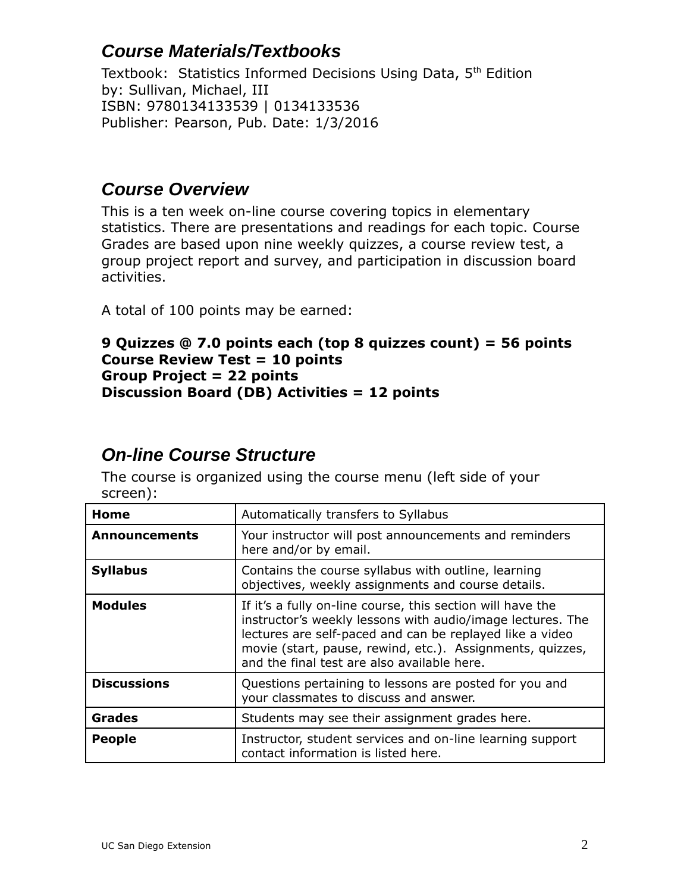## *Course Materials/Textbooks*

Textbook: Statistics Informed Decisions Using Data, 5th Edition
by: Sullivan, Michael, III
ISBN: 9780134133539 | 0134133536
Publisher: Pearson, Pub. Date: 1/3/2016

## *Course Overview*

This is a ten week on-line course covering topics in elementary statistics. There are presentations and readings for each topic. Course Grades are based upon nine weekly quizzes, a course review test, a group project report and survey, and participation in discussion board activities.

A total of 100 points may be earned:

**9 Quizzes @ 7.0 points each (top 8 quizzes count) = 56 points**
**Course Review Test = 10 points**
**Group Project = 22 points**
**Discussion Board (DB) Activities = 12 points**

## *On-line Course Structure*

The course is organized using the course menu (left side of your screen):

| | |
|---|---|
| **Home** | Automatically transfers to Syllabus |
| **Announcements** | Your instructor will post announcements and reminders here and/or by email. |
| **Syllabus** | Contains the course syllabus with outline, learning objectives, weekly assignments and course details. |
| **Modules** | If it's a fully on-line course, this section will have the instructor's weekly lessons with audio/image lectures. The lectures are self-paced and can be replayed like a video movie (start, pause, rewind, etc.). Assignments, quizzes, and the final test are also available here. |
| **Discussions** | Questions pertaining to lessons are posted for you and your classmates to discuss and answer. |
| **Grades** | Students may see their assignment grades here. |
| **People** | Instructor, student services and on-line learning support contact information is listed here. |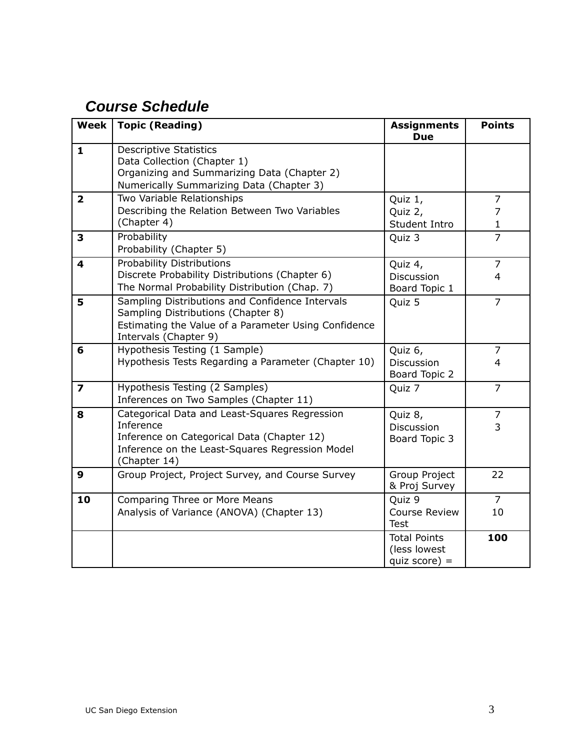## *Course Schedule*

| Week | Topic (Reading) | Assignments Due | Points |
|---|---|---|---|
| **1** | Descriptive Statistics<br>Data Collection (Chapter 1)<br>Organizing and Summarizing Data (Chapter 2)<br>Numerically Summarizing Data (Chapter 3) | | |
| **2** | Two Variable Relationships<br>Describing the Relation Between Two Variables (Chapter 4) | Quiz 1,<br>Quiz 2,<br>Student Intro | 7<br>7<br>1 |
| **3** | Probability<br>Probability (Chapter 5) | Quiz 3 | 7 |
| **4** | Probability Distributions<br>Discrete Probability Distributions (Chapter 6)<br>The Normal Probability Distribution (Chap. 7) | Quiz 4,<br>Discussion Board Topic 1 | 7<br>4 |
| **5** | Sampling Distributions and Confidence Intervals<br>Sampling Distributions (Chapter 8)<br>Estimating the Value of a Parameter Using Confidence Intervals (Chapter 9) | Quiz 5 | 7 |
| **6** | Hypothesis Testing (1 Sample)<br>Hypothesis Tests Regarding a Parameter (Chapter 10) | Quiz 6,<br>Discussion Board Topic 2 | 7<br>4 |
| **7** | Hypothesis Testing (2 Samples)<br>Inferences on Two Samples (Chapter 11) | Quiz 7 | 7 |
| **8** | Categorical Data and Least-Squares Regression Inference<br>Inference on Categorical Data (Chapter 12)<br>Inference on the Least-Squares Regression Model (Chapter 14) | Quiz 8,<br>Discussion Board Topic 3 | 7<br>3 |
| **9** | Group Project, Project Survey, and Course Survey | Group Project & Proj Survey | 22 |
| **10** | Comparing Three or More Means<br>Analysis of Variance (ANOVA) (Chapter 13) | Quiz 9<br>Course Review Test | 7<br>10 |
| | | Total Points (less lowest quiz score) = | **100** |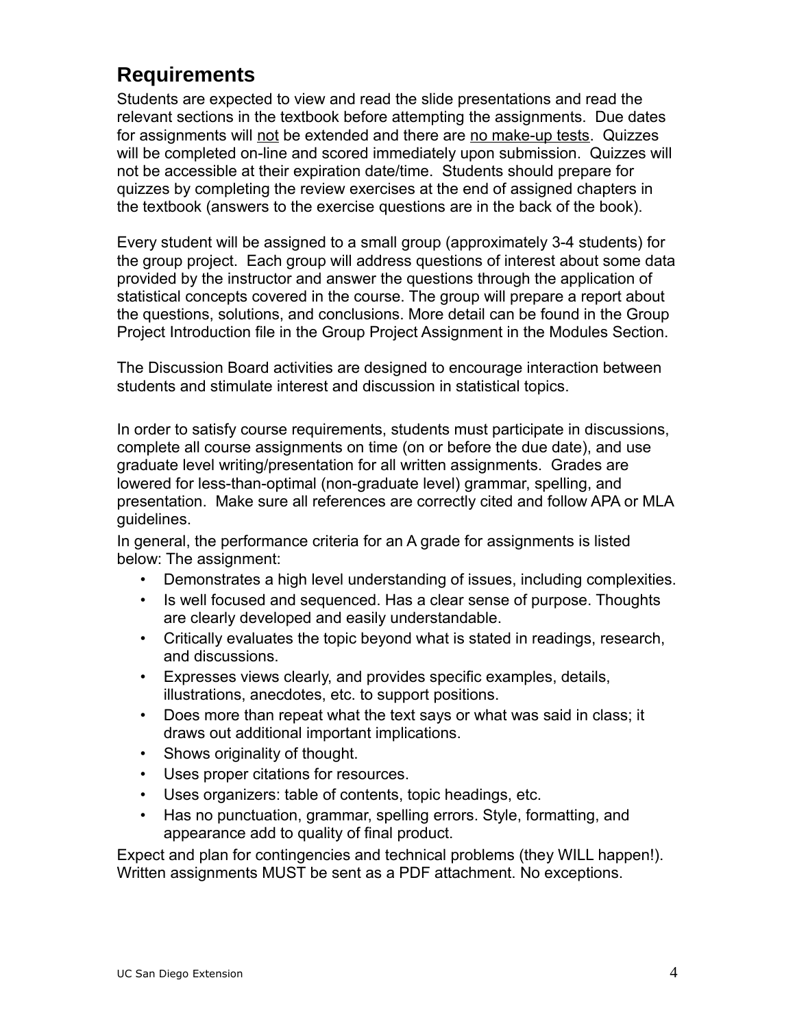## Requirements

Students are expected to view and read the slide presentations and read the relevant sections in the textbook before attempting the assignments. Due dates for assignments will <u>not</u> be extended and there are <u>no make-up tests</u>. Quizzes will be completed on-line and scored immediately upon submission. Quizzes will not be accessible at their expiration date/time. Students should prepare for quizzes by completing the review exercises at the end of assigned chapters in the textbook (answers to the exercise questions are in the back of the book).

Every student will be assigned to a small group (approximately 3-4 students) for the group project. Each group will address questions of interest about some data provided by the instructor and answer the questions through the application of statistical concepts covered in the course. The group will prepare a report about the questions, solutions, and conclusions. More detail can be found in the Group Project Introduction file in the Group Project Assignment in the Modules Section.

The Discussion Board activities are designed to encourage interaction between students and stimulate interest and discussion in statistical topics.

In order to satisfy course requirements, students must participate in discussions, complete all course assignments on time (on or before the due date), and use graduate level writing/presentation for all written assignments. Grades are lowered for less-than-optimal (non-graduate level) grammar, spelling, and presentation. Make sure all references are correctly cited and follow APA or MLA guidelines.

In general, the performance criteria for an A grade for assignments is listed below: The assignment:

- Demonstrates a high level understanding of issues, including complexities.
- Is well focused and sequenced. Has a clear sense of purpose. Thoughts are clearly developed and easily understandable.
- Critically evaluates the topic beyond what is stated in readings, research, and discussions.
- Expresses views clearly, and provides specific examples, details, illustrations, anecdotes, etc. to support positions.
- Does more than repeat what the text says or what was said in class; it draws out additional important implications.
- Shows originality of thought.
- Uses proper citations for resources.
- Uses organizers: table of contents, topic headings, etc.
- Has no punctuation, grammar, spelling errors. Style, formatting, and appearance add to quality of final product.

Expect and plan for contingencies and technical problems (they WILL happen!). Written assignments MUST be sent as a PDF attachment. No exceptions.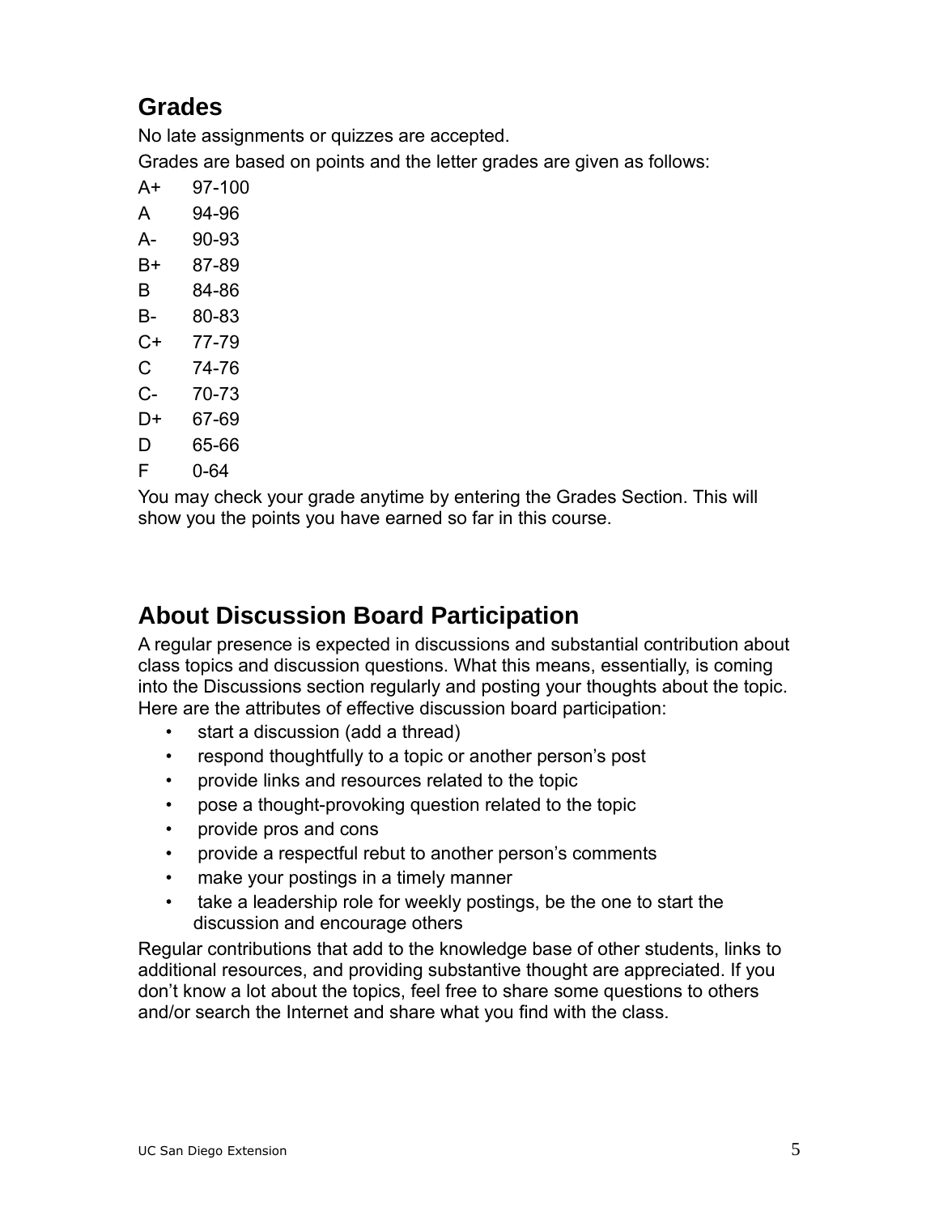## Grades

No late assignments or quizzes are accepted.

Grades are based on points and the letter grades are given as follows:

A+ 97-100

A 94-96

A- 90-93

B+ 87-89

B 84-86

B- 80-83

C+ 77-79

C 74-76

C- 70-73

D+ 67-69

D 65-66

F 0-64

You may check your grade anytime by entering the Grades Section. This will show you the points you have earned so far in this course.

## About Discussion Board Participation

A regular presence is expected in discussions and substantial contribution about class topics and discussion questions. What this means, essentially, is coming into the Discussions section regularly and posting your thoughts about the topic. Here are the attributes of effective discussion board participation:

- start a discussion (add a thread)
- respond thoughtfully to a topic or another person's post
- provide links and resources related to the topic
- pose a thought-provoking question related to the topic
- provide pros and cons
- provide a respectful rebut to another person's comments
- make your postings in a timely manner
- take a leadership role for weekly postings, be the one to start the discussion and encourage others

Regular contributions that add to the knowledge base of other students, links to additional resources, and providing substantive thought are appreciated. If you don't know a lot about the topics, feel free to share some questions to others and/or search the Internet and share what you find with the class.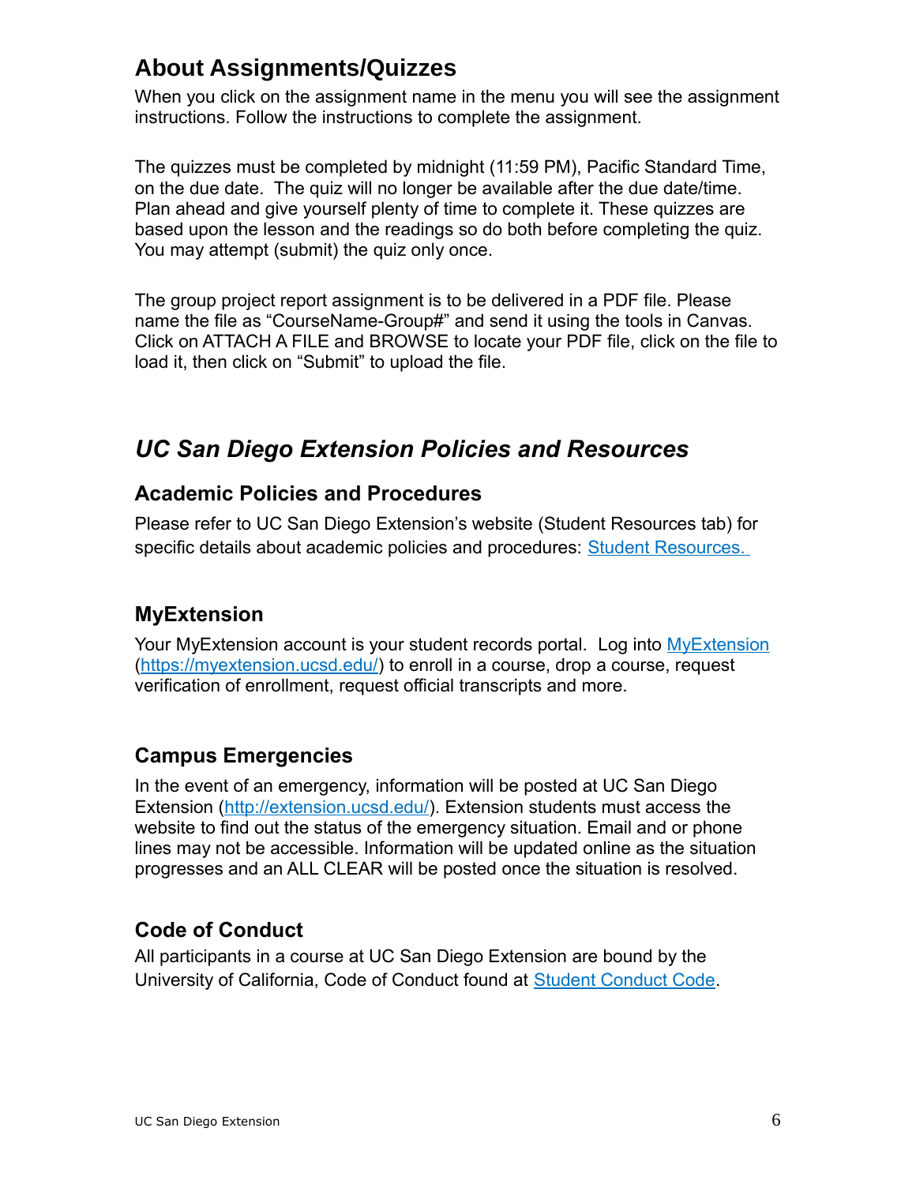## About Assignments/Quizzes

When you click on the assignment name in the menu you will see the assignment instructions. Follow the instructions to complete the assignment.

The quizzes must be completed by midnight (11:59 PM), Pacific Standard Time, on the due date. The quiz will no longer be available after the due date/time. Plan ahead and give yourself plenty of time to complete it. These quizzes are based upon the lesson and the readings so do both before completing the quiz. You may attempt (submit) the quiz only once.

The group project report assignment is to be delivered in a PDF file. Please name the file as "CourseName-Group#" and send it using the tools in Canvas. Click on ATTACH A FILE and BROWSE to locate your PDF file, click on the file to load it, then click on "Submit" to upload the file.

## *UC San Diego Extension Policies and Resources*

### Academic Policies and Procedures

Please refer to UC San Diego Extension's website (Student Resources tab) for specific details about academic policies and procedures: [Student Resources.](#)

### MyExtension

Your MyExtension account is your student records portal. Log into [MyExtension](https://myextension.ucsd.edu/) ([https://myextension.ucsd.edu/](https://myextension.ucsd.edu/)) to enroll in a course, drop a course, request verification of enrollment, request official transcripts and more.

### Campus Emergencies

In the event of an emergency, information will be posted at UC San Diego Extension ([http://extension.ucsd.edu/](http://extension.ucsd.edu/)). Extension students must access the website to find out the status of the emergency situation. Email and or phone lines may not be accessible. Information will be updated online as the situation progresses and an ALL CLEAR will be posted once the situation is resolved.

### Code of Conduct

All participants in a course at UC San Diego Extension are bound by the University of California, Code of Conduct found at [Student Conduct Code](#).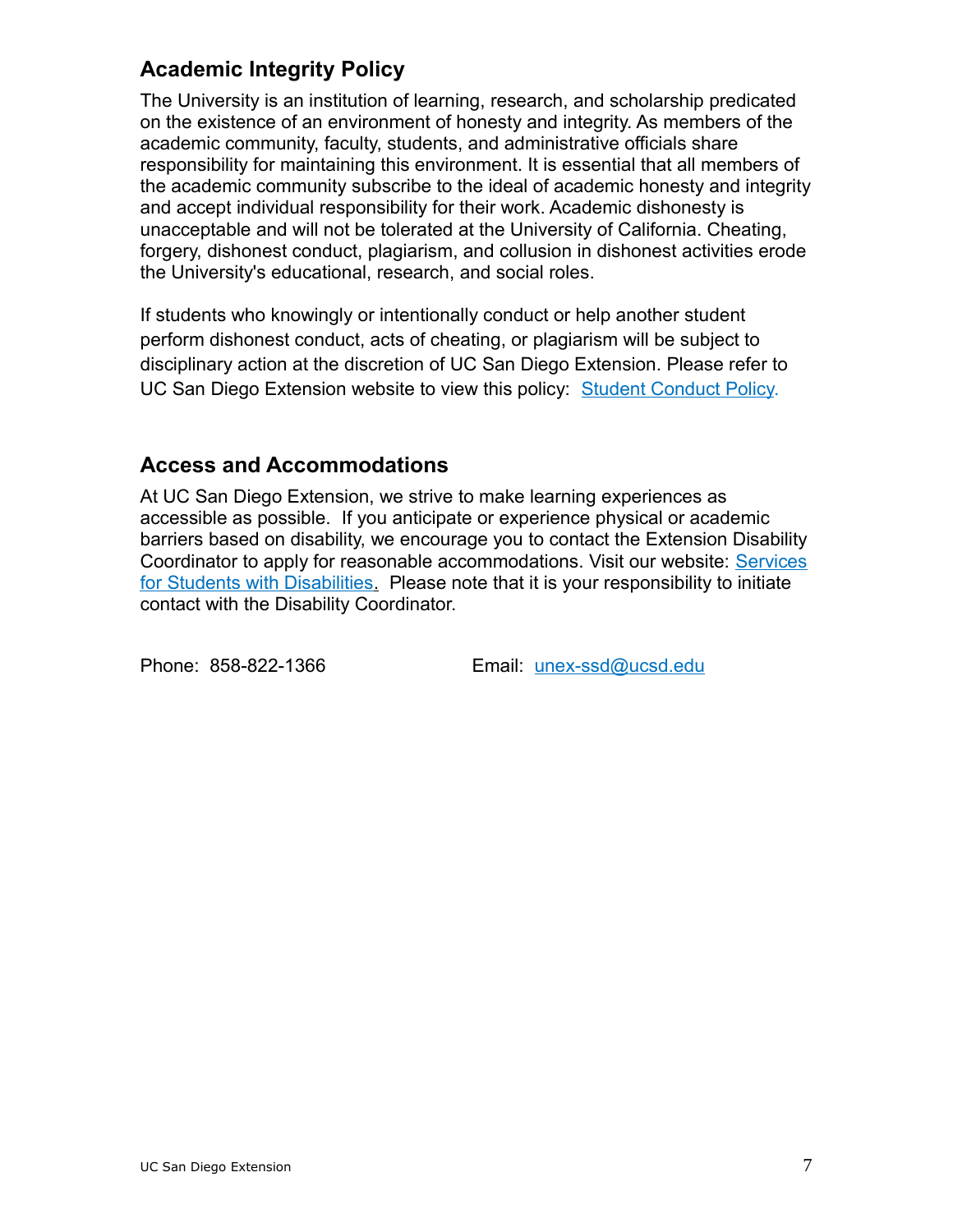## Academic Integrity Policy

The University is an institution of learning, research, and scholarship predicated on the existence of an environment of honesty and integrity. As members of the academic community, faculty, students, and administrative officials share responsibility for maintaining this environment. It is essential that all members of the academic community subscribe to the ideal of academic honesty and integrity and accept individual responsibility for their work. Academic dishonesty is unacceptable and will not be tolerated at the University of California. Cheating, forgery, dishonest conduct, plagiarism, and collusion in dishonest activities erode the University's educational, research, and social roles.

If students who knowingly or intentionally conduct or help another student perform dishonest conduct, acts of cheating, or plagiarism will be subject to disciplinary action at the discretion of UC San Diego Extension. Please refer to UC San Diego Extension website to view this policy: [Student Conduct Policy.]()

## Access and Accommodations

At UC San Diego Extension, we strive to make learning experiences as accessible as possible. If you anticipate or experience physical or academic barriers based on disability, we encourage you to contact the Extension Disability Coordinator to apply for reasonable accommodations. Visit our website: [Services for Students with Disabilities.]() Please note that it is your responsibility to initiate contact with the Disability Coordinator.

Phone: 858-822-1366

Email: [unex-ssd@ucsd.edu](mailto:unex-ssd@ucsd.edu)